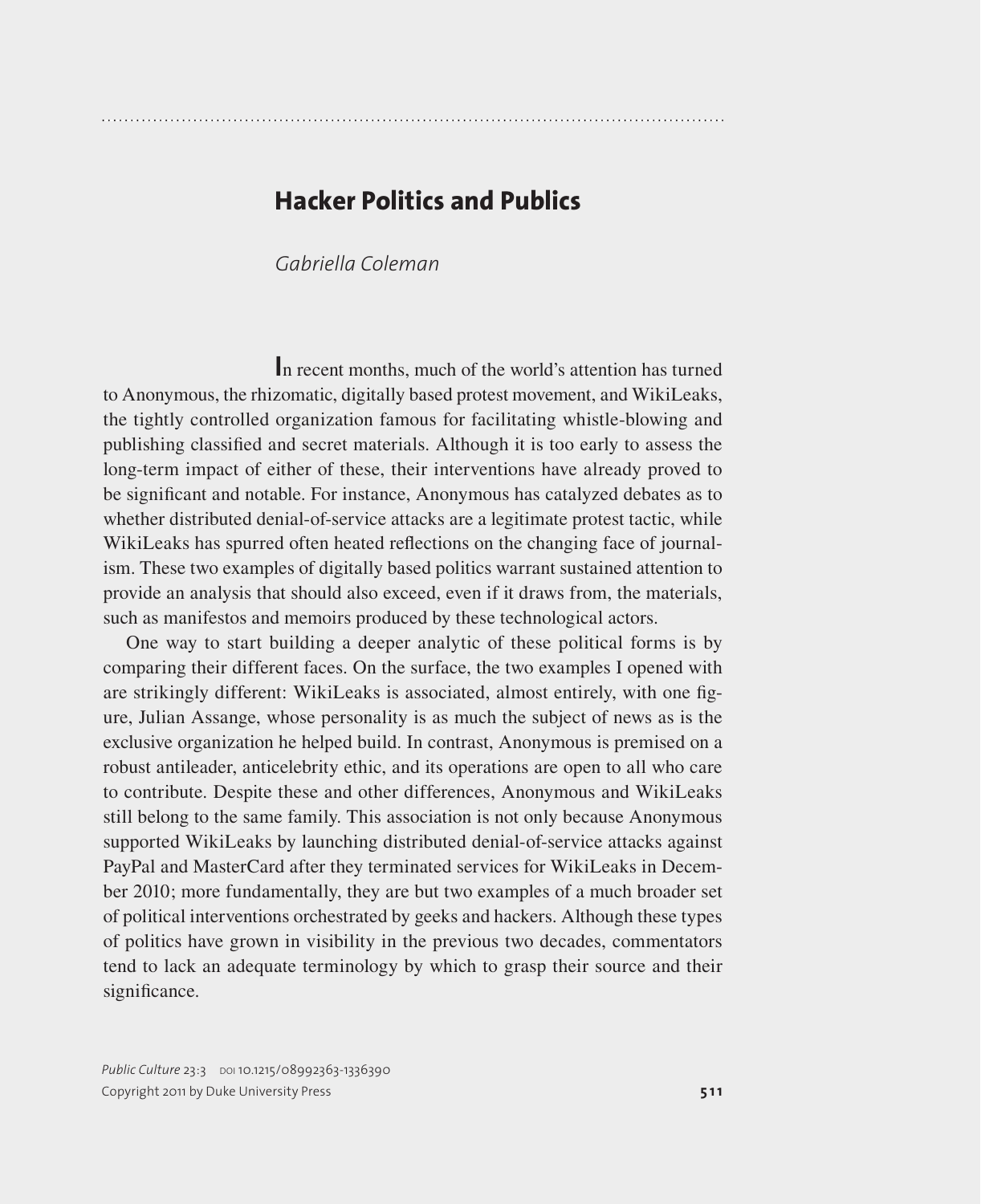# Hacker Politics and Publics

*Gabriella Coleman*

In recent months, much of the world's attention has turned to Anonymous, the rhizomatic, digitally based protest movement, and WikiLeaks, the tightly controlled organization famous for facilitating whistle-blowing and publishing classified and secret materials. Although it is too early to assess the long-term impact of either of these, their interventions have already proved to be significant and notable. For instance, Anonymous has catalyzed debates as to whether distributed denial-of-service attacks are a legitimate protest tactic, while WikiLeaks has spurred often heated reflections on the changing face of journalism. These two examples of digitally based politics warrant sustained attention to provide an analysis that should also exceed, even if it draws from, the materials, such as manifestos and memoirs produced by these technological actors.

One way to start building a deeper analytic of these political forms is by comparing their different faces. On the surface, the two examples I opened with are strikingly different: WikiLeaks is associated, almost entirely, with one figure, Julian Assange, whose personality is as much the subject of news as is the exclusive organization he helped build. In contrast, Anonymous is premised on a robust antileader, anticelebrity ethic, and its operations are open to all who care to contribute. Despite these and other differences, Anonymous and WikiLeaks still belong to the same family. This association is not only because Anonymous supported WikiLeaks by launching distributed denial-of-service attacks against PayPal and MasterCard after they terminated services for WikiLeaks in December 2010; more fundamentally, they are but two examples of a much broader set of political interventions orchestrated by geeks and hackers. Although these types of politics have grown in visibility in the previous two decades, commentators tend to lack an adequate terminology by which to grasp their source and their significance.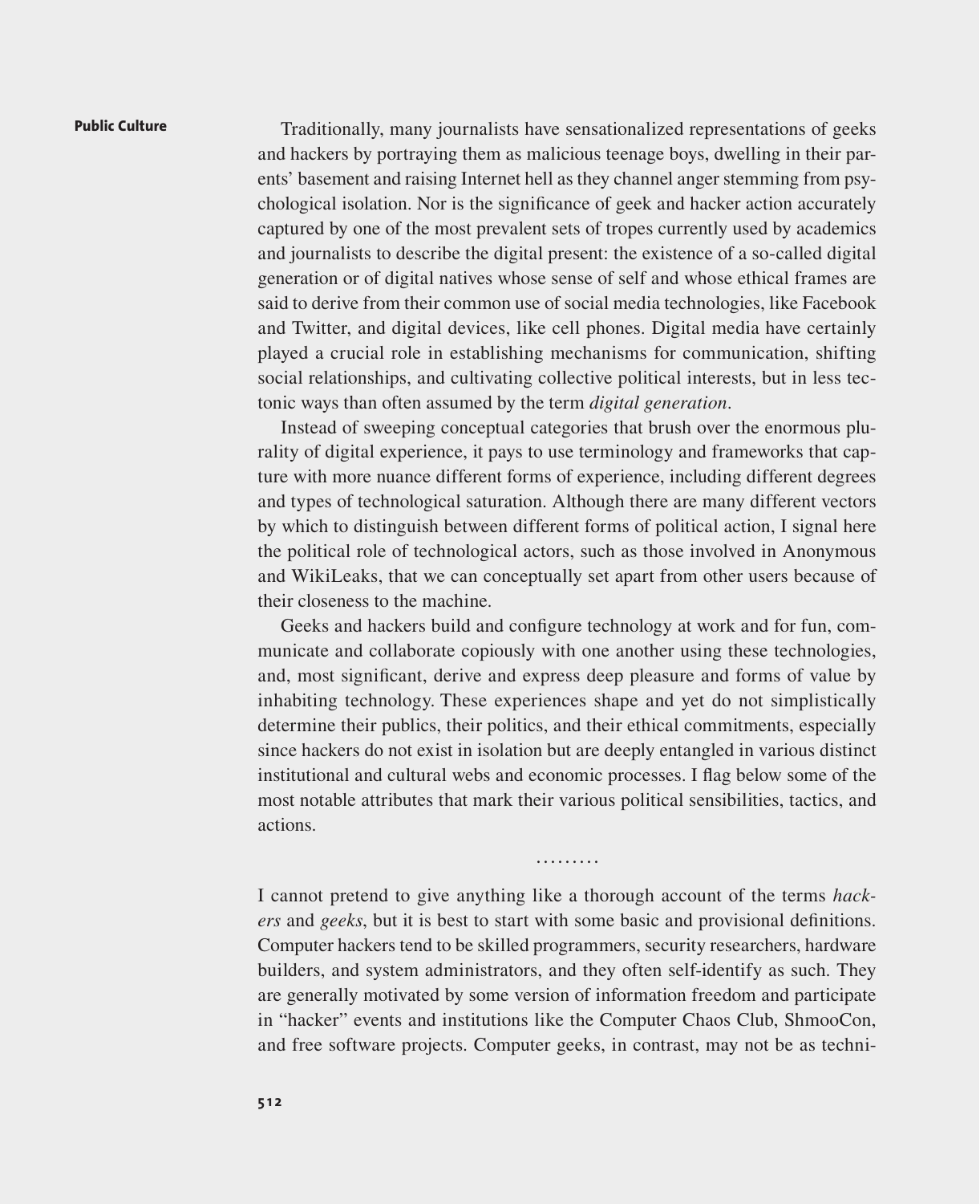Traditionally, many journalists have sensationalized representations of geeks and hackers by portraying them as malicious teenage boys, dwelling in their parents' basement and raising Internet hell as they channel anger stemming from psychological isolation. Nor is the significance of geek and hacker action accurately captured by one of the most prevalent sets of tropes currently used by academics and journalists to describe the digital present: the existence of a so-called digital generation or of digital natives whose sense of self and whose ethical frames are said to derive from their common use of social media technologies, like Facebook and Twitter, and digital devices, like cell phones. Digital media have certainly played a crucial role in establishing mechanisms for communication, shifting social relationships, and cultivating collective political interests, but in less tectonic ways than often assumed by the term *digital generation*.

Instead of sweeping conceptual categories that brush over the enormous plurality of digital experience, it pays to use terminology and frameworks that capture with more nuance different forms of experience, including different degrees and types of technological saturation. Although there are many different vectors by which to distinguish between different forms of political action, I signal here the political role of technological actors, such as those involved in Anonymous and WikiLeaks, that we can conceptually set apart from other users because of their closeness to the machine.

Geeks and hackers build and configure technology at work and for fun, communicate and collaborate copiously with one another using these technologies, and, most significant, derive and express deep pleasure and forms of value by inhabiting technology. These experiences shape and yet do not simplistically determine their publics, their politics, and their ethical commitments, especially since hackers do not exist in isolation but are deeply entangled in various distinct institutional and cultural webs and economic processes. I flag below some of the most notable attributes that mark their various political sensibilities, tactics, and actions.

.........

I cannot pretend to give anything like a thorough account of the terms *hackers* and *geeks*, but it is best to start with some basic and provisional definitions. Computer hackers tend to be skilled programmers, security researchers, hardware builders, and system administrators, and they often self-identify as such. They are generally motivated by some version of information freedom and participate in "hacker" events and institutions like the Computer Chaos Club, ShmooCon, and free software projects. Computer geeks, in contrast, may not be as techni-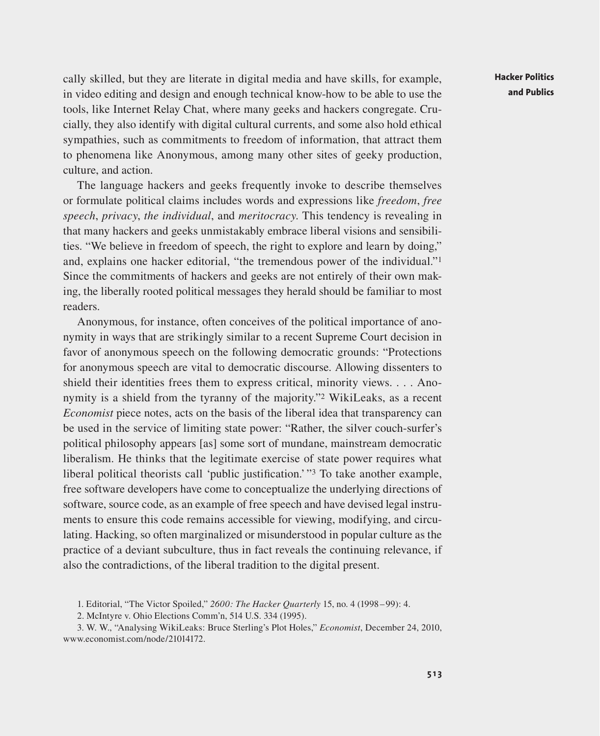cally skilled, but they are literate in digital media and have skills, for example, in video editing and design and enough technical know-how to be able to use the tools, like Internet Relay Chat, where many geeks and hackers congregate. Crucially, they also identify with digital cultural currents, and some also hold ethical sympathies, such as commitments to freedom of information, that attract them to phenomena like Anonymous, among many other sites of geeky production, culture, and action.

The language hackers and geeks frequently invoke to describe themselves or formulate political claims includes words and expressions like *freedom*, *free speech*, *privacy*, *the individual*, and *meritocracy*. This tendency is revealing in that many hackers and geeks unmistakably embrace liberal visions and sensibilities. "We believe in freedom of speech, the right to explore and learn by doing," and, explains one hacker editorial, "the tremendous power of the individual."[1] Since the commitments of hackers and geeks are not entirely of their own making, the liberally rooted political messages they herald should be familiar to most readers.

Anonymous, for instance, often conceives of the political importance of anonymity in ways that are strikingly similar to a recent Supreme Court decision in favor of anonymous speech on the following democratic grounds: "Protections for anonymous speech are vital to democratic discourse. Allowing dissenters to shield their identities frees them to express critical, minority views. . . . Anonymity is a shield from the tyranny of the majority."[2] WikiLeaks, as a recent *Economist* piece notes, acts on the basis of the liberal idea that transparency can be used in the service of limiting state power: "Rather, the silver couch-surfer's political philosophy appears [as] some sort of mundane, mainstream democratic liberalism. He thinks that the legitimate exercise of state power requires what liberal political theorists call 'public justification.' "[3] To take another example, free software developers have come to conceptualize the underlying directions of software, source code, as an example of free speech and have devised legal instruments to ensure this code remains accessible for viewing, modifying, and circulating. Hacking, so often marginalized or misunderstood in popular culture as the practice of a deviant subculture, thus in fact reveals the continuing relevance, if also the contradictions, of the liberal tradition to the digital present.

1. Editorial, "The Victor Spoiled," *2600: The Hacker Quarterly* 15, no. 4 (1998–99): 4.

2. McIntyre v. Ohio Elections Comm'n, 514 U.S. 334 (1995).

3. W. W., "Analysing WikiLeaks: Bruce Sterling's Plot Holes," *Economist*, December 24, 2010, www.economist.com/node/21014172.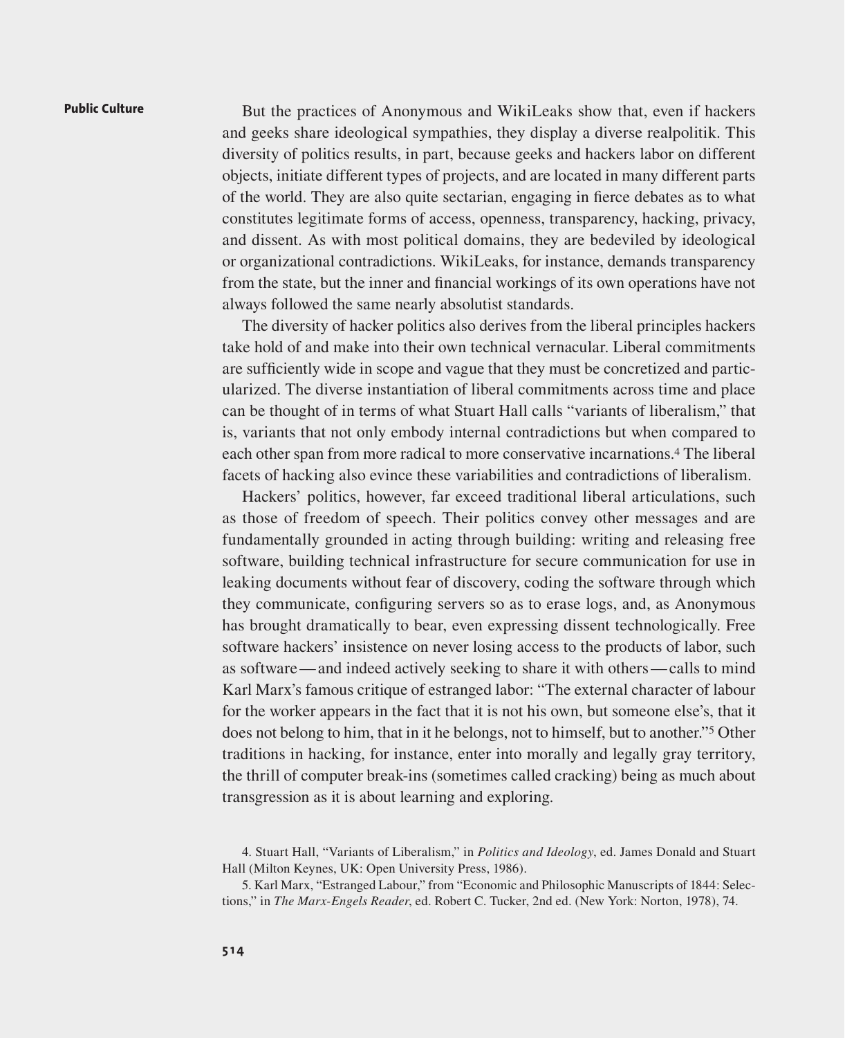But the practices of Anonymous and WikiLeaks show that, even if hackers and geeks share ideological sympathies, they display a diverse realpolitik. This diversity of politics results, in part, because geeks and hackers labor on different objects, initiate different types of projects, and are located in many different parts of the world. They are also quite sectarian, engaging in fierce debates as to what constitutes legitimate forms of access, openness, transparency, hacking, privacy, and dissent. As with most political domains, they are bedeviled by ideological or organizational contradictions. WikiLeaks, for instance, demands transparency from the state, but the inner and financial workings of its own operations have not always followed the same nearly absolutist standards.

The diversity of hacker politics also derives from the liberal principles hackers take hold of and make into their own technical vernacular. Liberal commitments are sufficiently wide in scope and vague that they must be concretized and particularized. The diverse instantiation of liberal commitments across time and place can be thought of in terms of what Stuart Hall calls "variants of liberalism," that is, variants that not only embody internal contradictions but when compared to each other span from more radical to more conservative incarnations.[4] The liberal facets of hacking also evince these variabilities and contradictions of liberalism.

Hackers' politics, however, far exceed traditional liberal articulations, such as those of freedom of speech. Their politics convey other messages and are fundamentally grounded in acting through building: writing and releasing free software, building technical infrastructure for secure communication for use in leaking documents without fear of discovery, coding the software through which they communicate, configuring servers so as to erase logs, and, as Anonymous has brought dramatically to bear, even expressing dissent technologically. Free software hackers' insistence on never losing access to the products of labor, such as software — and indeed actively seeking to share it with others — calls to mind Karl Marx's famous critique of estranged labor: "The external character of labour for the worker appears in the fact that it is not his own, but someone else's, that it does not belong to him, that in it he belongs, not to himself, but to another."[5] Other traditions in hacking, for instance, enter into morally and legally gray territory, the thrill of computer break-ins (sometimes called cracking) being as much about transgression as it is about learning and exploring.

4. Stuart Hall, "Variants of Liberalism," in *Politics and Ideology*, ed. James Donald and Stuart Hall (Milton Keynes, UK: Open University Press, 1986).

5. Karl Marx, "Estranged Labour," from "Economic and Philosophic Manuscripts of 1844: Selections," in *The Marx-Engels Reader*, ed. Robert C. Tucker, 2nd ed. (New York: Norton, 1978), 74.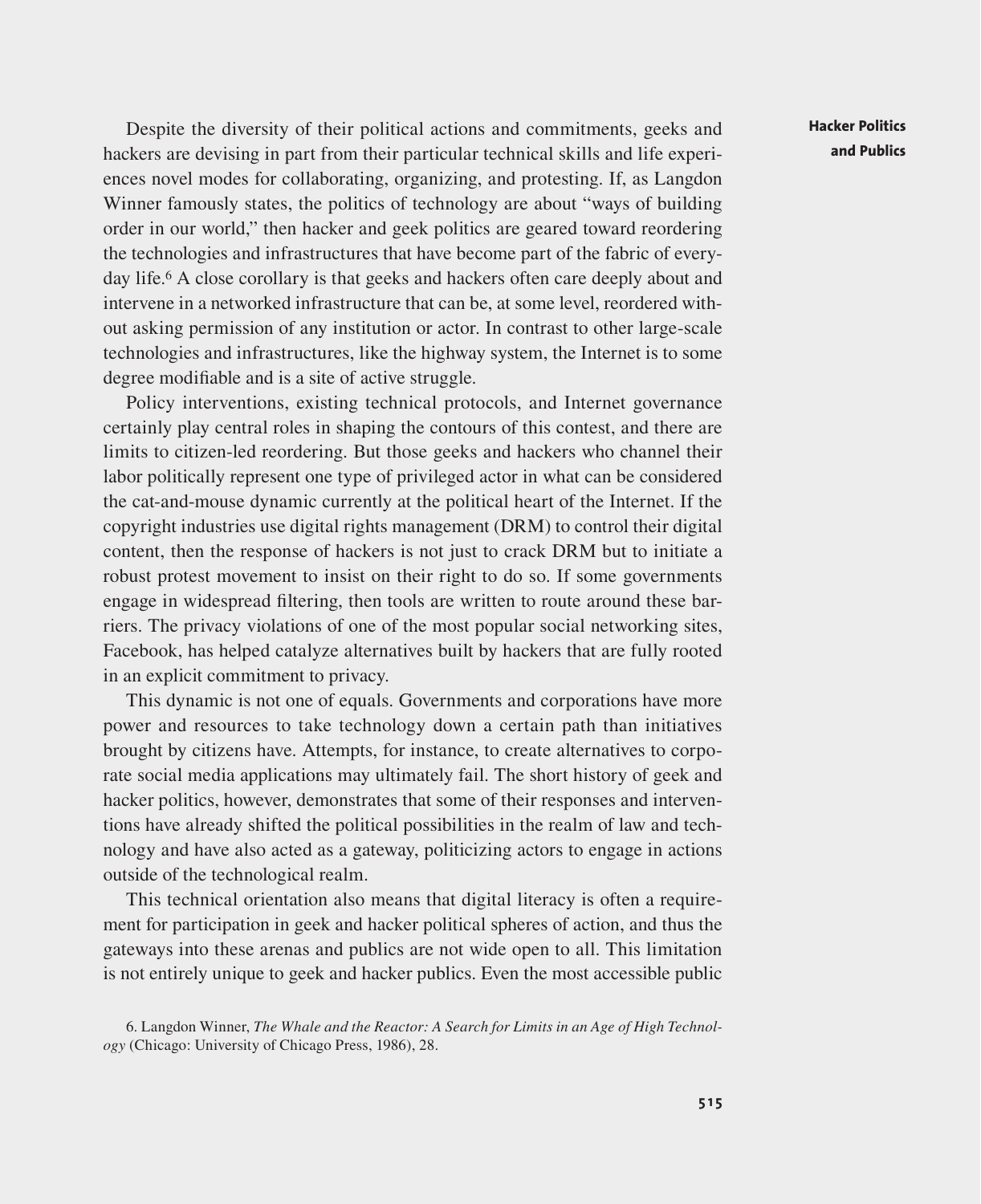Despite the diversity of their political actions and commitments, geeks and hackers are devising in part from their particular technical skills and life experiences novel modes for collaborating, organizing, and protesting. If, as Langdon Winner famously states, the politics of technology are about "ways of building order in our world," then hacker and geek politics are geared toward reordering the technologies and infrastructures that have become part of the fabric of everyday life.[6] A close corollary is that geeks and hackers often care deeply about and intervene in a networked infrastructure that can be, at some level, reordered without asking permission of any institution or actor. In contrast to other large-scale technologies and infrastructures, like the highway system, the Internet is to some degree modifiable and is a site of active struggle.

Policy interventions, existing technical protocols, and Internet governance certainly play central roles in shaping the contours of this contest, and there are limits to citizen-led reordering. But those geeks and hackers who channel their labor politically represent one type of privileged actor in what can be considered the cat-and-mouse dynamic currently at the political heart of the Internet. If the copyright industries use digital rights management (DRM) to control their digital content, then the response of hackers is not just to crack DRM but to initiate a robust protest movement to insist on their right to do so. If some governments engage in widespread filtering, then tools are written to route around these barriers. The privacy violations of one of the most popular social networking sites, Facebook, has helped catalyze alternatives built by hackers that are fully rooted in an explicit commitment to privacy.

This dynamic is not one of equals. Governments and corporations have more power and resources to take technology down a certain path than initiatives brought by citizens have. Attempts, for instance, to create alternatives to corporate social media applications may ultimately fail. The short history of geek and hacker politics, however, demonstrates that some of their responses and interventions have already shifted the political possibilities in the realm of law and technology and have also acted as a gateway, politicizing actors to engage in actions outside of the technological realm.

This technical orientation also means that digital literacy is often a requirement for participation in geek and hacker political spheres of action, and thus the gateways into these arenas and publics are not wide open to all. This limitation is not entirely unique to geek and hacker publics. Even the most accessible public

6. Langdon Winner, *The Whale and the Reactor: A Search for Limits in an Age of High Technology* (Chicago: University of Chicago Press, 1986), 28.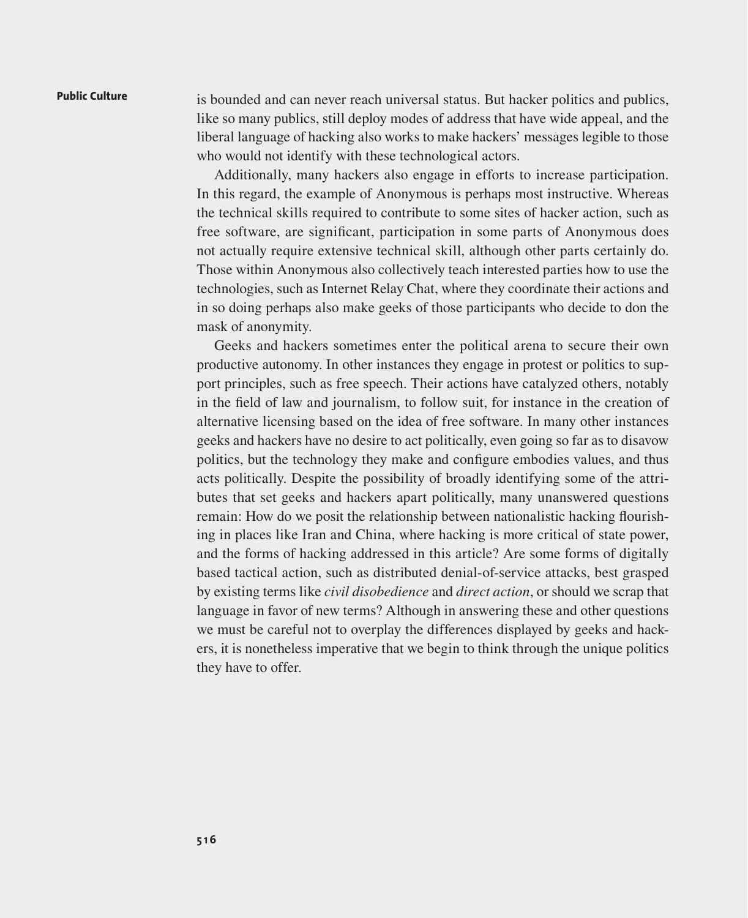is bounded and can never reach universal status. But hacker politics and publics, like so many publics, still deploy modes of address that have wide appeal, and the liberal language of hacking also works to make hackers' messages legible to those who would not identify with these technological actors.

Additionally, many hackers also engage in efforts to increase participation. In this regard, the example of Anonymous is perhaps most instructive. Whereas the technical skills required to contribute to some sites of hacker action, such as free software, are significant, participation in some parts of Anonymous does not actually require extensive technical skill, although other parts certainly do. Those within Anonymous also collectively teach interested parties how to use the technologies, such as Internet Relay Chat, where they coordinate their actions and in so doing perhaps also make geeks of those participants who decide to don the mask of anonymity.

Geeks and hackers sometimes enter the political arena to secure their own productive autonomy. In other instances they engage in protest or politics to support principles, such as free speech. Their actions have catalyzed others, notably in the field of law and journalism, to follow suit, for instance in the creation of alternative licensing based on the idea of free software. In many other instances geeks and hackers have no desire to act politically, even going so far as to disavow politics, but the technology they make and configure embodies values, and thus acts politically. Despite the possibility of broadly identifying some of the attributes that set geeks and hackers apart politically, many unanswered questions remain: How do we posit the relationship between nationalistic hacking flourishing in places like Iran and China, where hacking is more critical of state power, and the forms of hacking addressed in this article? Are some forms of digitally based tactical action, such as distributed denial-of-service attacks, best grasped by existing terms like *civil disobedience* and *direct action*, or should we scrap that language in favor of new terms? Although in answering these and other questions we must be careful not to overplay the differences displayed by geeks and hackers, it is nonetheless imperative that we begin to think through the unique politics they have to offer.